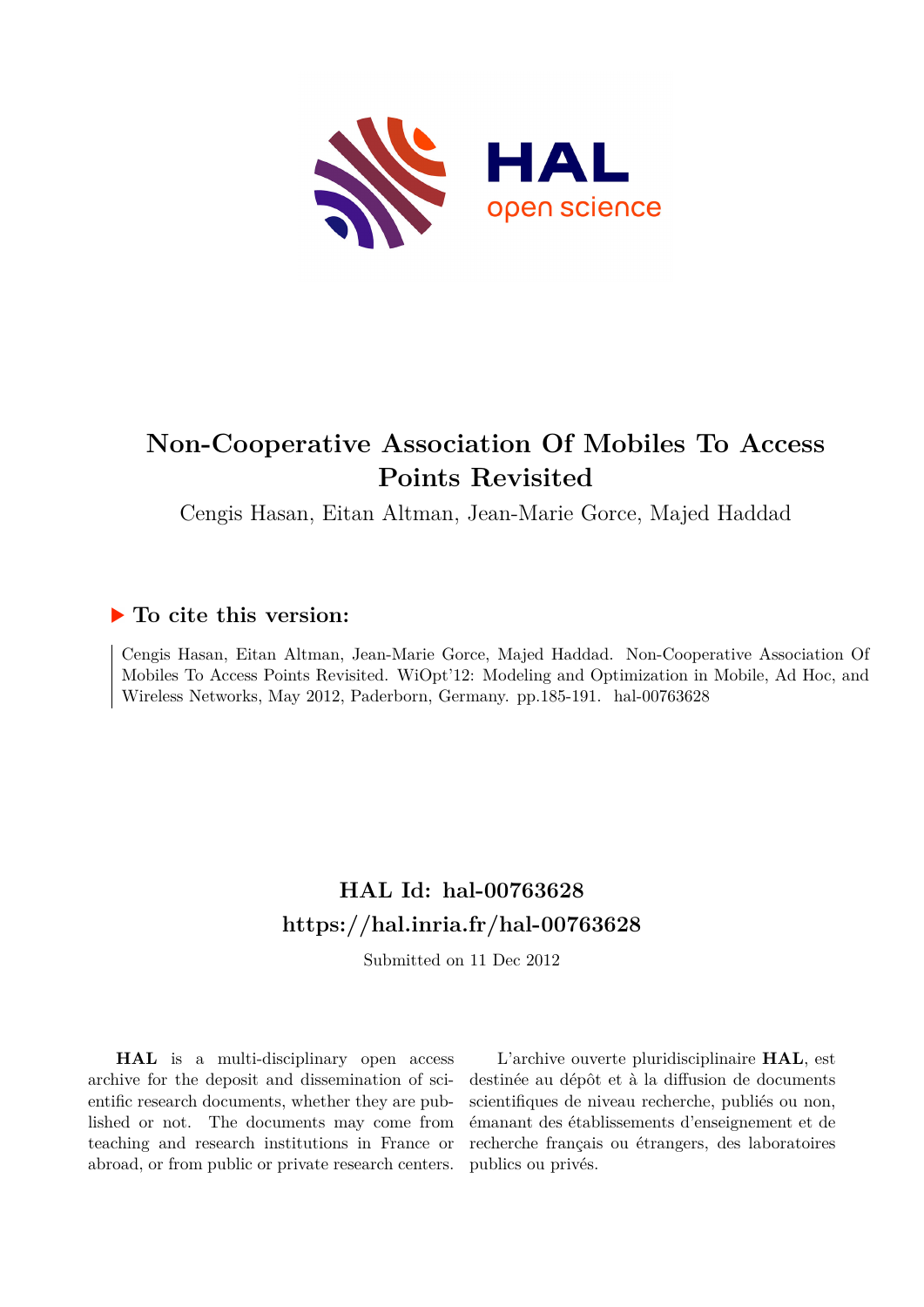# Non-Cooperative Association Of Mobiles To Access Points Revisited

Cengis Hasan, Eitan Altman, Jean-Marie Gorce, Majed Haddad

## To cite this version:

Cengis Hasan, Eitan Altman, Jean-Marie Gorce, Majed Haddad. Non-Cooperative Association Of Mobiles To Access Points Revisited. WiOpt'12: Modeling and Optimization in Mobile, Ad Hoc, and Wireless Networks, May 2012, Paderborn, Germany. pp.185-191. hal-00763628

## HAL Id: hal-00763628

## https://hal.inria.fr/hal-00763628

Submitted on 11 Dec 2012

**HAL** is a multi-disciplinary open access archive for the deposit and dissemination of scientific research documents, whether they are published or not. The documents may come from teaching and research institutions in France or abroad, or from public or private research centers.

L'archive ouverte pluridisciplinaire **HAL**, est destinée au dépôt et à la diffusion de documents scientifiques de niveau recherche, publiés ou non, émanant des établissements d'enseignement et de recherche français ou étrangers, des laboratoires publics ou privés.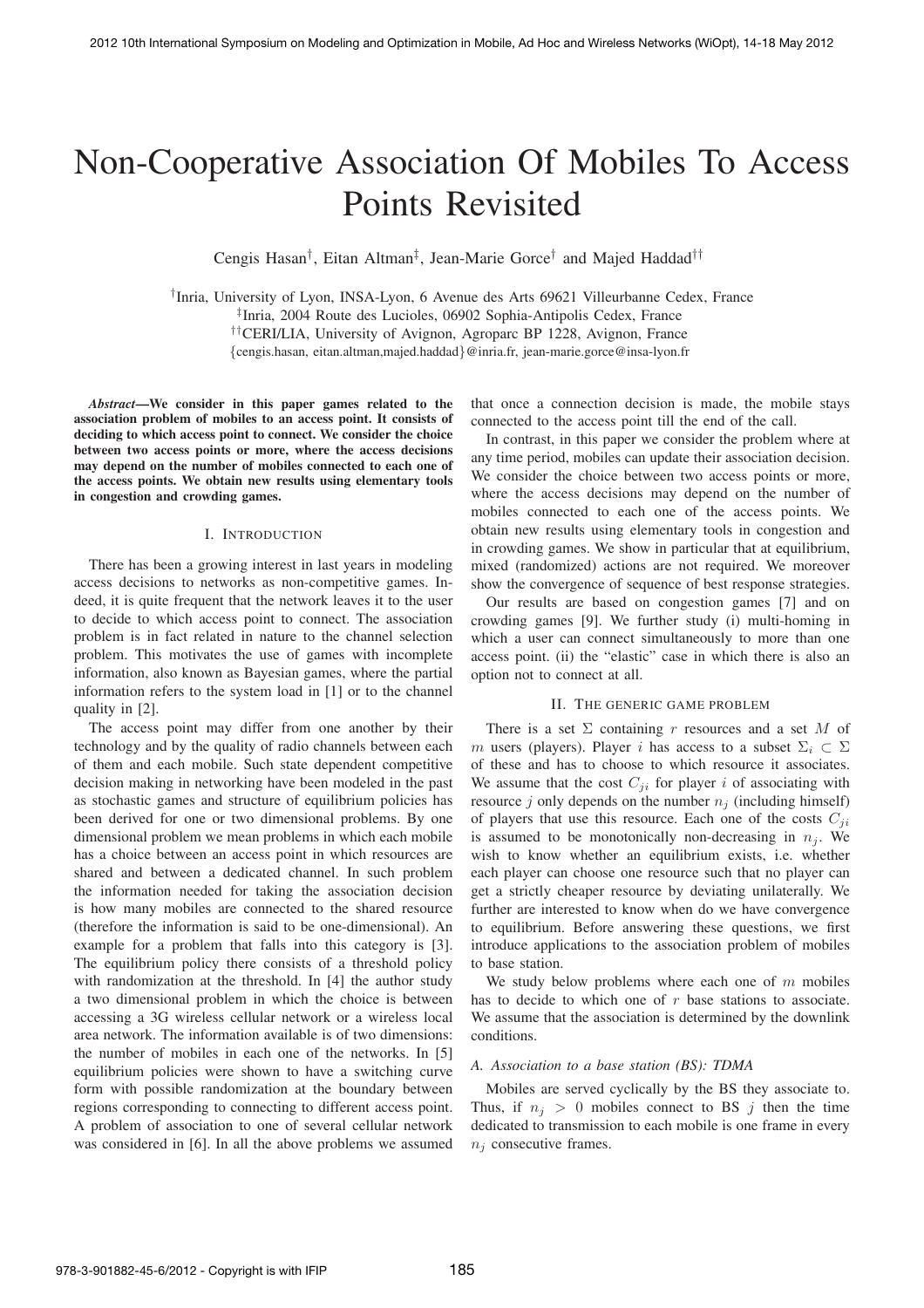# Non-Cooperative Association Of Mobiles To Access Points Revisited

Cengis Hasan[†], Eitan Altman[‡], Jean-Marie Gorce[†] and Majed Haddad[††]

[†]Inria, University of Lyon, INSA-Lyon, 6 Avenue des Arts 69621 Villeurbanne Cedex, France
[‡]Inria, 2004 Route des Lucioles, 06902 Sophia-Antipolis Cedex, France
[††]CERI/LIA, University of Avignon, Agroparc BP 1228, Avignon, France
{cengis.hasan, eitan.altman,majed.haddad}@inria.fr, jean-marie.gorce@insa-lyon.fr

***Abstract*—We consider in this paper games related to the association problem of mobiles to an access point. It consists of deciding to which access point to connect. We consider the choice between two access points or more, where the access decisions may depend on the number of mobiles connected to each one of the access points. We obtain new results using elementary tools in congestion and crowding games.**

## I. Introduction

There has been a growing interest in last years in modeling access decisions to networks as non-competitive games. Indeed, it is quite frequent that the network leaves it to the user to decide to which access point to connect. The association problem is in fact related in nature to the channel selection problem. This motivates the use of games with incomplete information, also known as Bayesian games, where the partial information refers to the system load in [1] or to the channel quality in [2].

The access point may differ from one another by their technology and by the quality of radio channels between each of them and each mobile. Such state dependent competitive decision making in networking have been modeled in the past as stochastic games and structure of equilibrium policies has been derived for one or two dimensional problems. By one dimensional problem we mean problems in which each mobile has a choice between an access point in which resources are shared and between a dedicated channel. In such problem the information needed for taking the association decision is how many mobiles are connected to the shared resource (therefore the information is said to be one-dimensional). An example for a problem that falls into this category is [3]. The equilibrium policy there consists of a threshold policy with randomization at the threshold. In [4] the author study a two dimensional problem in which the choice is between accessing a 3G wireless cellular network or a wireless local area network. The information available is of two dimensions: the number of mobiles in each one of the networks. In [5] equilibrium policies were shown to have a switching curve form with possible randomization at the boundary between regions corresponding to connecting to different access point. A problem of association to one of several cellular network was considered in [6]. In all the above problems we assumed that once a connection decision is made, the mobile stays connected to the access point till the end of the call.

In contrast, in this paper we consider the problem where at any time period, mobiles can update their association decision. We consider the choice between two access points or more, where the access decisions may depend on the number of mobiles connected to each one of the access points. We obtain new results using elementary tools in congestion and in crowding games. We show in particular that at equilibrium, mixed (randomized) actions are not required. We moreover show the convergence of sequence of best response strategies.

Our results are based on congestion games [7] and on crowding games [9]. We further study (i) multi-homing in which a user can connect simultaneously to more than one access point. (ii) the "elastic" case in which there is also an option not to connect at all.

## II. The generic game problem

There is a set $\Sigma$ containing $r$ resources and a set $M$ of $m$ users (players). Player $i$ has access to a subset $\Sigma_i \subset \Sigma$ of these and has to choose to which resource it associates. We assume that the cost $C_{ji}$ for player $i$ of associating with resource $j$ only depends on the number $n_j$ (including himself) of players that use this resource. Each one of the costs $C_{ji}$ is assumed to be monotonically non-decreasing in $n_j$. We wish to know whether an equilibrium exists, i.e. whether each player can choose one resource such that no player can get a strictly cheaper resource by deviating unilaterally. We further are interested to know when do we have convergence to equilibrium. Before answering these questions, we first introduce applications to the association problem of mobiles to base station.

We study below problems where each one of $m$ mobiles has to decide to which one of $r$ base stations to associate. We assume that the association is determined by the downlink conditions.

### A. Association to a base station (BS): TDMA

Mobiles are served cyclically by the BS they associate to. Thus, if $n_j > 0$ mobiles connect to BS $j$ then the time dedicated to transmission to each mobile is one frame in every $n_j$ consecutive frames.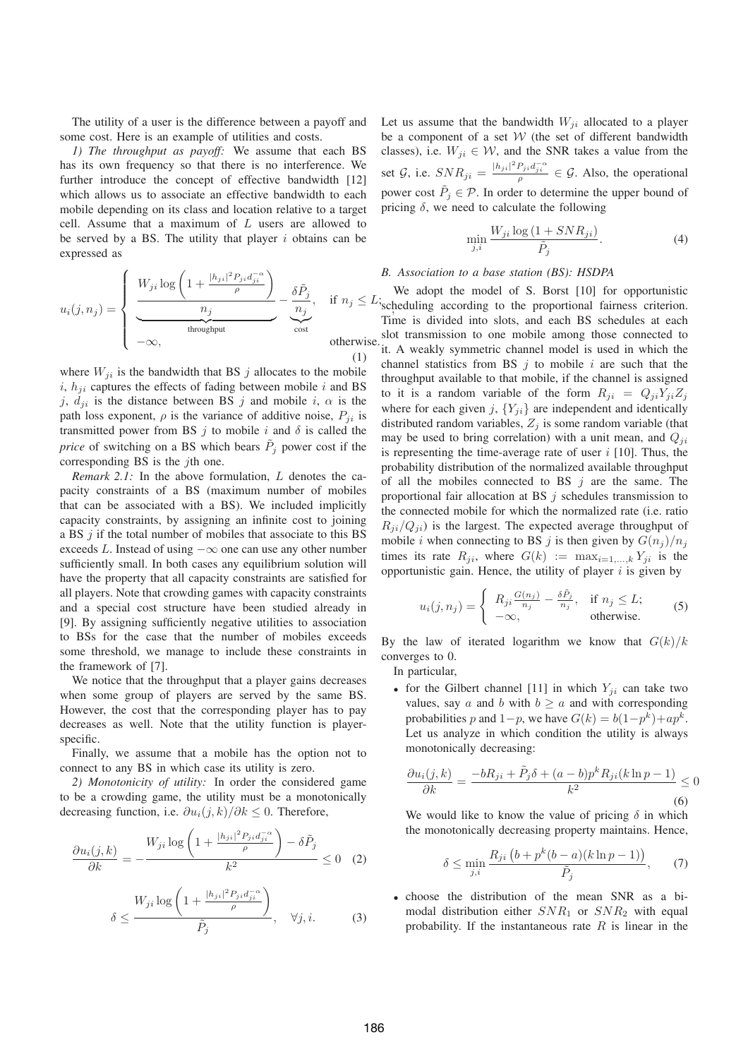The utility of a user is the difference between a payoff and some cost. Here is an example of utilities and costs.

*1) The throughput as payoff:* We assume that each BS has its own frequency so that there is no interference. We further introduce the concept of effective bandwidth [12] which allows us to associate an effective bandwidth to each mobile depending on its class and location relative to a target cell. Assume that a maximum of $L$ users are allowed to be served by a BS. The utility that player $i$ obtains can be expressed as

$$u_i(j, n_j) = \begin{cases} \underbrace{\frac{W_{ji} \log\left(1 + \frac{|h_{ji}|^2 P_{ji} d_{ji}^{-\alpha}}{\rho}\right)}{n_j}}_{\text{throughput}} - \underbrace{\frac{\delta \tilde{P}_j}{n_j}}_{\text{cost}}, & \text{if } n_j \leq L; \\ -\infty, & \text{otherwise.} \end{cases} \tag{1}$$

where $W_{ji}$ is the bandwidth that BS $j$ allocates to the mobile $i$, $h_{ji}$ captures the effects of fading between mobile $i$ and BS $j$, $d_{ji}$ is the distance between BS $j$ and mobile $i$, $\alpha$ is the path loss exponent, $\rho$ is the variance of additive noise, $P_{ji}$ is transmitted power from BS $j$ to mobile $i$ and $\delta$ is called the *price* of switching on a BS which bears $\tilde{P}_j$ power cost if the corresponding BS is the $j$th one.

*Remark 2.1:* In the above formulation, $L$ denotes the capacity constraints of a BS (maximum number of mobiles that can be associated with a BS). We included implicitly capacity constraints, by assigning an infinite cost to joining a BS $j$ if the total number of mobiles that associate to this BS exceeds $L$. Instead of using $-\infty$ one can use any other number sufficiently small. In both cases any equilibrium solution will have the property that all capacity constraints are satisfied for all players. Note that crowding games with capacity constraints and a special cost structure have been studied already in [9]. By assigning sufficiently negative utilities to association to BSs for the case that the number of mobiles exceeds some threshold, we manage to include these constraints in the framework of [7].

We notice that the throughput that a player gains decreases when some group of players are served by the same BS. However, the cost that the corresponding player has to pay decreases as well. Note that the utility function is player-specific.

Finally, we assume that a mobile has the option not to connect to any BS in which case its utility is zero.

*2) Monotonicity of utility:* In order the considered game to be a crowding game, the utility must be a monotonically decreasing function, i.e. $\partial u_i(j,k)/\partial k \leq 0$. Therefore,

$$\frac{\partial u_i(j,k)}{\partial k} = -\frac{W_{ji} \log\left(1 + \frac{|h_{ji}|^2 P_{ji} d_{ji}^{-\alpha}}{\rho}\right) - \delta \tilde{P}_j}{k^2} \leq 0 \tag{2}$$

$$\delta \leq \frac{W_{ji} \log\left(1 + \frac{|h_{ji}|^2 P_{ji} d_{ji}^{-\alpha}}{\rho}\right)}{\tilde{P}_j}, \quad \forall j, i. \tag{3}$$

Let us assume that the bandwidth $W_{ji}$ allocated to a player be a component of a set $\mathcal{W}$ (the set of different bandwidth classes), i.e. $W_{ji} \in \mathcal{W}$, and the SNR takes a value from the set $\mathcal{G}$, i.e. $SNR_{ji} = \frac{|h_{ji}|^2 P_{ji} d_{ji}^{-\alpha}}{\rho} \in \mathcal{G}$. Also, the operational power cost $\tilde{P}_j \in \mathcal{P}$. In order to determine the upper bound of pricing $\delta$, we need to calculate the following

$$\min_{j,i} \frac{W_{ji} \log(1 + SNR_{ji})}{\tilde{P}_j}. \tag{4}$$

### *B. Association to a base station (BS): HSDPA*

We adopt the model of S. Borst [10] for opportunistic scheduling according to the proportional fairness criterion. Time is divided into slots, and each BS schedules at each slot transmission to one mobile among those connected to it. A weakly symmetric channel model is used in which the channel statistics from BS $j$ to mobile $i$ are such that the throughput available to that mobile, if the channel is assigned to it is a random variable of the form $R_{ji} = Q_{ji} Y_{ji} Z_j$ where for each given $j$, $\{Y_{ji}\}$ are independent and identically distributed random variables, $Z_j$ is some random variable (that may be used to bring correlation) with a unit mean, and $Q_{ji}$ is representing the time-average rate of user $i$ [10]. Thus, the probability distribution of the normalized available throughput of all the mobiles connected to BS $j$ are the same. The proportional fair allocation at BS $j$ schedules transmission to the connected mobile for which the normalized rate (i.e. ratio $R_{ji}/Q_{ji}$) is the largest. The expected average throughput of mobile $i$ when connecting to BS $j$ is then given by $G(n_j)/n_j$ times its rate $R_{ji}$, where $G(k) := \max_{i=1,\ldots,k} Y_{ji}$ is the opportunistic gain. Hence, the utility of player $i$ is given by

$$u_i(j, n_j) = \begin{cases} R_{ji} \frac{G(n_j)}{n_j} - \frac{\delta \tilde{P}_j}{n_j}, & \text{if } n_j \leq L; \\ -\infty, & \text{otherwise.} \end{cases} \tag{5}$$

By the law of iterated logarithm we know that $G(k)/k$ converges to 0.

In particular,

- for the Gilbert channel [11] in which $Y_{ji}$ can take two values, say $a$ and $b$ with $b \geq a$ and with corresponding probabilities $p$ and $1-p$, we have $G(k) = b(1-p^k) + ap^k$. Let us analyze in which condition the utility is always monotonically decreasing:

$$\frac{\partial u_i(j,k)}{\partial k} = \frac{-bR_{ji} + \tilde{P}_j \delta + (a-b) p^k R_{ji} (k \ln p - 1)}{k^2} \leq 0 \tag{6}$$

We would like to know the value of pricing $\delta$ in which the monotonically decreasing property maintains. Hence,

$$\delta \leq \min_{j,i} \frac{R_{ji}\left(b + p^k (b-a)(k \ln p - 1)\right)}{\tilde{P}_j}, \tag{7}$$

- choose the distribution of the mean SNR as a bi-modal distribution either $SNR_1$ or $SNR_2$ with equal probability. If the instantaneous rate $R$ is linear in the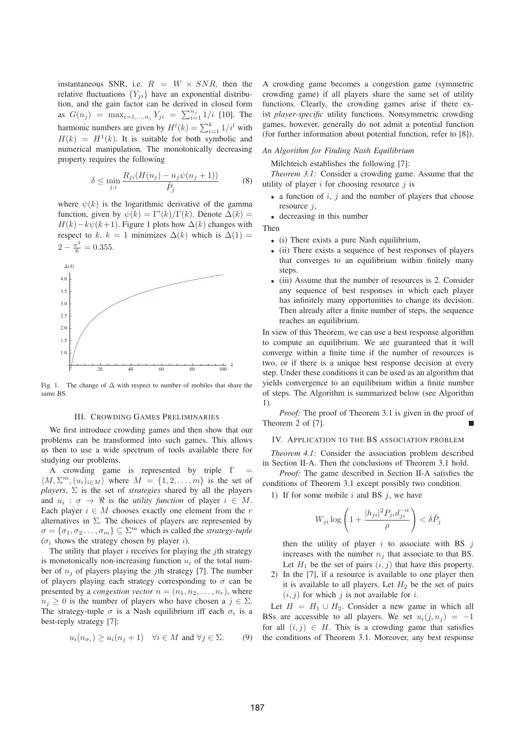instantaneous SNR, i.e. $R = W \times SNR$, then the relative fluctuations $\{Y_{ji}\}$ have an exponential distribution, and the gain factor can be derived in closed form as $G(n_j) = \max_{i=1,\dots,n_j} Y_{ji} = \sum_{i=1}^{n_j} 1/i$ [10]. The harmonic numbers are given by $H^l(k) = \sum_{i=1}^{k} 1/i^l$ with $H(k) = H^1(k)$. It is suitable for both symbolic and numerical manipulation. The monotonically decreasing property requires the following

$$\delta \le \min_{j,i} \frac{R_{ji}(H(n_j) - n_j\psi(n_j+1))}{\tilde{P}_j} \tag{8}$$

where $\psi(k)$ is the logarithmic derivative of the gamma function, given by $\psi(k) = \Gamma'(k)/\Gamma(k)$. Denote $\Delta(k) = H(k) - k\psi(k+1)$. Figure 1 plots how $\Delta(k)$ changes with respect to $k$. $k = 1$ minimizes $\Delta(k)$ which is $\Delta(1) = 2 - \frac{\pi^2}{6} = 0.355$.

Fig. 1. The change of $\Delta$ with respect to number of mobiles that share the same BS.

## III. Crowding Games Preliminaries

We first introduce crowding games and then show that our problems can be transformed into such games. This allows us then to use a wide spectrum of tools available there for studying our problems.

A crowding game is represented by triple $\Gamma = \langle M, \Sigma^m, (u_i)_{i \in M} \rangle$ where $M = \{1, 2, \dots, m\}$ is the set of *players*, $\Sigma$ is the set of *strategies* shared by all the players and $u_i : \sigma \to \Re$ is the *utility function* of player $i \in M$. Each player $i \in M$ chooses exactly one element from the $r$ alternatives in $\Sigma$. The choices of players are represented by $\sigma = \{\sigma_1, \sigma_2 \dots, \sigma_m\} \subseteq \Sigma^m$ which is called the *strategy-tuple* ($\sigma_i$ shows the strategy chosen by player $i$).

The utility that player $i$ receives for playing the $j$th strategy is monotonically non-increasing function $u_i$ of the total number of $n_j$ of players playing the $j$th strategy [7]. The number of players playing each strategy corresponding to $\sigma$ can be presented by a *congestion vector* $n = (n_1, n_2, \dots, n_r)$, where $n_j \ge 0$ is the number of players who have chosen a $j \in \Sigma$. The strategy-tuple $\sigma$ is a Nash equilibrium iff each $\sigma_i$ is a best-reply strategy [7]:

$$u_i(n_{\sigma_i}) \ge u_i(n_j + 1) \quad \forall i \in M \text{ and } \forall j \in \Sigma. \tag{9}$$

A crowding game becomes a congestion game (symmetric crowding game) if all players share the same set of utility functions. Clearly, the crowding games arise if there exist *player-specific* utility functions. Nonsymmetric crowding games, however, generally do not admit a potential function (for further information about potential function, refer to [8]).

### An Algorithm for Finding Nash Equilibrium

Milchteich establishes the following [7]:

*Theorem 3.1:* Consider a crowding game. Assume that the utility of player $i$ for choosing resource $j$ is

- a function of $i$, $j$ and the number of players that choose resource $j$,
- decreasing in this number

Then

- (i) There exists a pure Nash equilibrium,
- (ii) There exists a sequence of best responses of players that converges to an equilibrium within finitely many steps.
- (iii) Assume that the number of resources is 2. Consider any sequence of best responses in which each player has infinitely many opportunities to change its decision. Then already after a finite number of steps, the sequence reaches an equilibrium.

In view of this Theorem, we can use a best response algorithm to compute an equilibrium. We are guaranteed that it will converge within a finite time if the number of resources is two, or if there is a unique best response decision at every step. Under these conditions it can be used as an algorithm that yields convergence to an equilibrium within a finite number of steps. The Algorithm is summarized below (see Algorithm 1).

*Proof:* The proof of Theorem 3.1 is given in the proof of Theorem 2 of [7]. ∎

## IV. Application to the BS Association Problem

*Theorem 4.1:* Consider the association problem described in Section II-A. Then the conclusions of Theorem 3.1 hold.

*Proof:* The game described in Section II-A satisfies the conditions of Theorem 3.1 except possibly two condition.

1) If for some mobile $i$ and BS $j$, we have

$$W_{ji} \log\left(1 + \frac{|h_{ji}|^2 P_{ji} d_{ji}^{-\alpha}}{\rho}\right) < \delta \tilde{P}_j$$

then the utility of player $i$ to associate with BS $j$ increases with the number $n_j$ that associate to that BS. Let $H_1$ be the set of pairs $(i, j)$ that have this property.

2) In the [7], if a resource is available to one player then it is available to all players. Let $H_2$ be the set of pairs $(i, j)$ for which $j$ is not available for $i$.

Let $H = H_1 \cup H_2$. Consider a new game in which all BSs are accessible to all players. We set $u_i(j, n_j) = -1$ for all $(i, j) \in H$. This is a crowding game that satisfies the conditions of Theorem 3.1. Moreover, any best response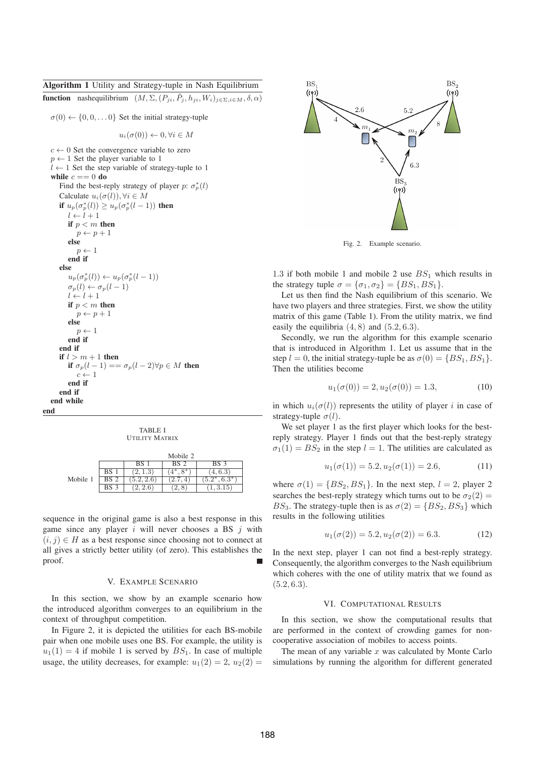**Algorithm 1** Utility and Strategy-tuple in Nash Equilibrium

```
function nashequilibrium (M, Σ, (P_ji, P̄_j, h_ji, W_i)_{j∈Σ,i∈M}, δ, α)
  σ(0) ← {0, 0, ... 0} Set the initial strategy-tuple
        u_i(σ(0)) ← 0, ∀i ∈ M
  c ← 0 Set the convergence variable to zero
  p ← 1 Set the player variable to 1
  l ← 1 Set the step variable of strategy-tuple to 1
  while c == 0 do
    Find the best-reply strategy of player p: σ*_p(l)
    Calculate u_i(σ(l)), ∀i ∈ M
    if u_p(σ*_p(l)) ≥ u_p(σ*_p(l − 1)) then
      l ← l + 1
      if p < m then
        p ← p + 1
      else
        p ← 1
      end if
    else
      u_p(σ*_p(l)) ← u_p(σ*_p(l − 1))
      σ_p(l) ← σ_p(l − 1)
      l ← l + 1
      if p < m then
        p ← p + 1
      else
        p ← 1
      end if
    end if
    if l > m + 1 then
      if σ_p(l − 1) == σ_p(l − 2)∀p ∈ M then
        c ← 1
      end if
    end if
  end while
end
```

TABLE I
UTILITY MATRIX

| | | Mobile 2 | | |
|---|---|---|---|---|
| | | BS 1 | BS 2 | BS 3 |
| Mobile 1 | BS 1 | (2, 1.3) | (4\*, 8\*) | (4, 6.3) |
| | BS 2 | (5.2, 2.6) | (2.7, 4) | (5.2\*, 6.3\*) |
| | BS 3 | (2, 2.6) | (2, 8) | (1, 3.15) |

sequence in the original game is also a best response in this game since any player $i$ will never chooses a BS $j$ with $(i, j) \in H$ as a best response since choosing not to connect at all gives a strictly better utility (of zero). This establishes the proof. ■

## V. Example Scenario

In this section, we show by an example scenario how the introduced algorithm converges to an equilibrium in the context of throughput competition.

In Figure 2, it is depicted the utilities for each BS-mobile pair when one mobile uses one BS. For example, the utility is $u_1(1) = 4$ if mobile 1 is served by $BS_1$. In case of multiple usage, the utility decreases, for example: $u_1(2) = 2$, $u_2(2) = 1.3$ if both mobile 1 and mobile 2 use $BS_1$ which results in the strategy tuple $\sigma = \{\sigma_1, \sigma_2\} = \{BS_1, BS_1\}$.

Fig. 2. Example scenario.

Let us then find the Nash equilibrium of this scenario. We have two players and three strategies. First, we show the utility matrix of this game (Table 1). From the utility matrix, we find easily the equilibria $(4, 8)$ and $(5.2, 6.3)$.

Secondly, we run the algorithm for this example scenario that is introduced in Algorithm 1. Let us assume that in the step $l = 0$, the initial strategy-tuple be as $\sigma(0) = \{BS_1, BS_1\}$. Then the utilities become

$$u_1(\sigma(0)) = 2, u_2(\sigma(0)) = 1.3, \tag{10}$$

in which $u_i(\sigma(l))$ represents the utility of player $i$ in case of strategy-tuple $\sigma(l)$.

We set player 1 as the first player which looks for the best-reply strategy. Player 1 finds out that the best-reply strategy $\sigma_1(1) = BS_2$ in the step $l = 1$. The utilities are calculated as

$$u_1(\sigma(1)) = 5.2, u_2(\sigma(1)) = 2.6, \tag{11}$$

where $\sigma(1) = \{BS_2, BS_1\}$. In the next step, $l = 2$, player 2 searches the best-reply strategy which turns out to be $\sigma_2(2) = BS_3$. The strategy-tuple then is as $\sigma(2) = \{BS_2, BS_3\}$ which results in the following utilities

$$u_1(\sigma(2)) = 5.2, u_2(\sigma(2)) = 6.3. \tag{12}$$

In the next step, player 1 can not find a best-reply strategy. Consequently, the algorithm converges to the Nash equilibrium which coheres with the one of utility matrix that we found as $(5.2, 6.3)$.

## VI. Computational Results

In this section, we show the computational results that are performed in the context of crowding games for non-cooperative association of mobiles to access points.

The mean of any variable $x$ was calculated by Monte Carlo simulations by running the algorithm for different generated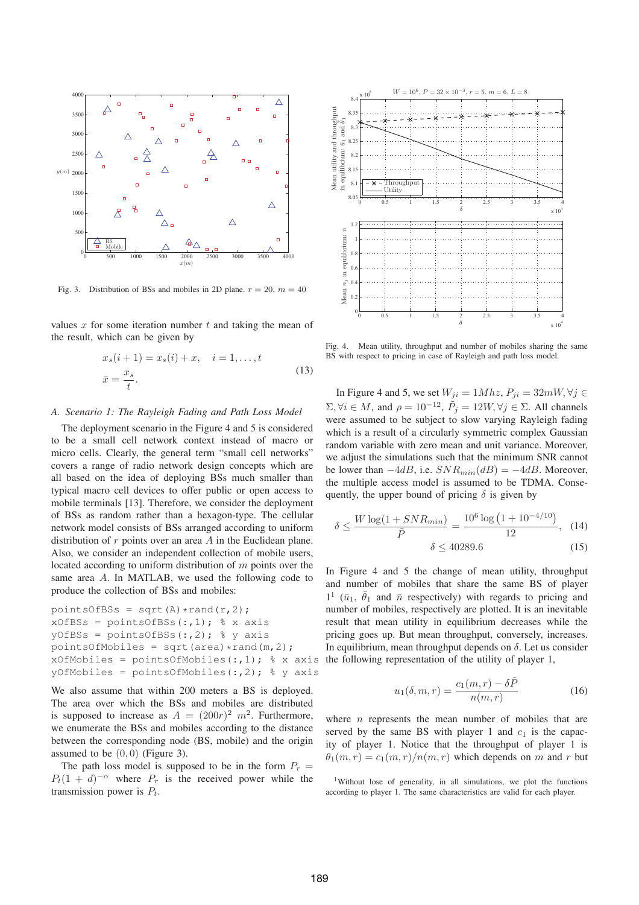Fig. 3. Distribution of BSs and mobiles in 2D plane. $r = 20$, $m = 40$

values $x$ for some iteration number $t$ and taking the mean of the result, which can be given by

$$x_s(i+1) = x_s(i) + x, \quad i = 1, \ldots, t$$
$$\bar{x} = \frac{x_s}{t}. \tag{13}$$

### A. Scenario 1: The Rayleigh Fading and Path Loss Model

The deployment scenario in the Figure 4 and 5 is considered to be a small cell network context instead of macro or micro cells. Clearly, the general term "small cell networks" covers a range of radio network design concepts which are all based on the idea of deploying BSs much smaller than typical macro cell devices to offer public or open access to mobile terminals [13]. Therefore, we consider the deployment of BSs as random rather than a hexagon-type. The cellular network model consists of BSs arranged according to uniform distribution of $r$ points over an area $A$ in the Euclidean plane. Also, we consider an independent collection of mobile users, located according to uniform distribution of $m$ points over the same area $A$. In MATLAB, we used the following code to produce the collection of BSs and mobiles:

```
pointsOfBSs = sqrt(A)*rand(r,2);
xOfBSs = pointsOfBSs(:,1); % x axis
yOfBSs = pointsOfBSs(:,2); % y axis
pointsOfMobiles = sqrt(area)*rand(m,2);
xOfMobiles = pointsOfMobiles(:,1); % x axis
yOfMobiles = pointsOfMobiles(:,2); % y axis
```

We also assume that within 200 meters a BS is deployed. The area over which the BSs and mobiles are distributed is supposed to increase as $A = (200r)^2 \ m^2$. Furthermore, we enumerate the BSs and mobiles according to the distance between the corresponding node (BS, mobile) and the origin assumed to be $(0, 0)$ (Figure 3).

The path loss model is supposed to be in the form $P_r = P_t(1 + d)^{-\alpha}$ where $P_r$ is the received power while the transmission power is $P_t$.

Fig. 4. Mean utility, throughput and number of mobiles sharing the same BS with respect to pricing in case of Rayleigh and path loss model.

In Figure 4 and 5, we set $W_{ji} = 1Mhz$, $P_{ji} = 32mW, \forall j \in \Sigma, \forall i \in M$, and $\rho = 10^{-12}$, $\tilde{P}_j = 12W, \forall j \in \Sigma$. All channels were assumed to be subject to slow varying Rayleigh fading which is a result of a circularly symmetric complex Gaussian random variable with zero mean and unit variance. Moreover, we adjust the simulations such that the minimum SNR cannot be lower than $-4dB$, i.e. $SNR_{min}(dB) = -4dB$. Moreover, the multiple access model is assumed to be TDMA. Consequently, the upper bound of pricing $\delta$ is given by

$$\delta \leq \frac{W \log(1 + SNR_{min})}{\tilde{P}} = \frac{10^6 \log\left(1 + 10^{-4/10}\right)}{12}, \tag{14}$$

$$\delta \leq 40289.6 \tag{15}$$

In Figure 4 and 5 the change of mean utility, throughput and number of mobiles that share the same BS of player 1[1] ($\bar{u}_1$, $\bar{\theta}_1$ and $\bar{n}$ respectively) with regards to pricing and number of mobiles, respectively are plotted. It is an inevitable result that mean utility in equilibrium decreases while the pricing goes up. But mean throughput, conversely, increases. In equilibrium, mean throughput depends on $\delta$. Let us consider the following representation of the utility of player 1,

$$u_1(\delta, m, r) = \frac{c_1(m, r) - \delta \tilde{P}}{n(m, r)} \tag{16}$$

where $n$ represents the mean number of mobiles that are served by the same BS with player 1 and $c_1$ is the capacity of player 1. Notice that the throughput of player 1 is $\theta_1(m, r) = c_1(m, r)/n(m, r)$ which depends on $m$ and $r$ but

[1] Without lose of generality, in all simulations, we plot the functions according to player 1. The same characteristics are valid for each player.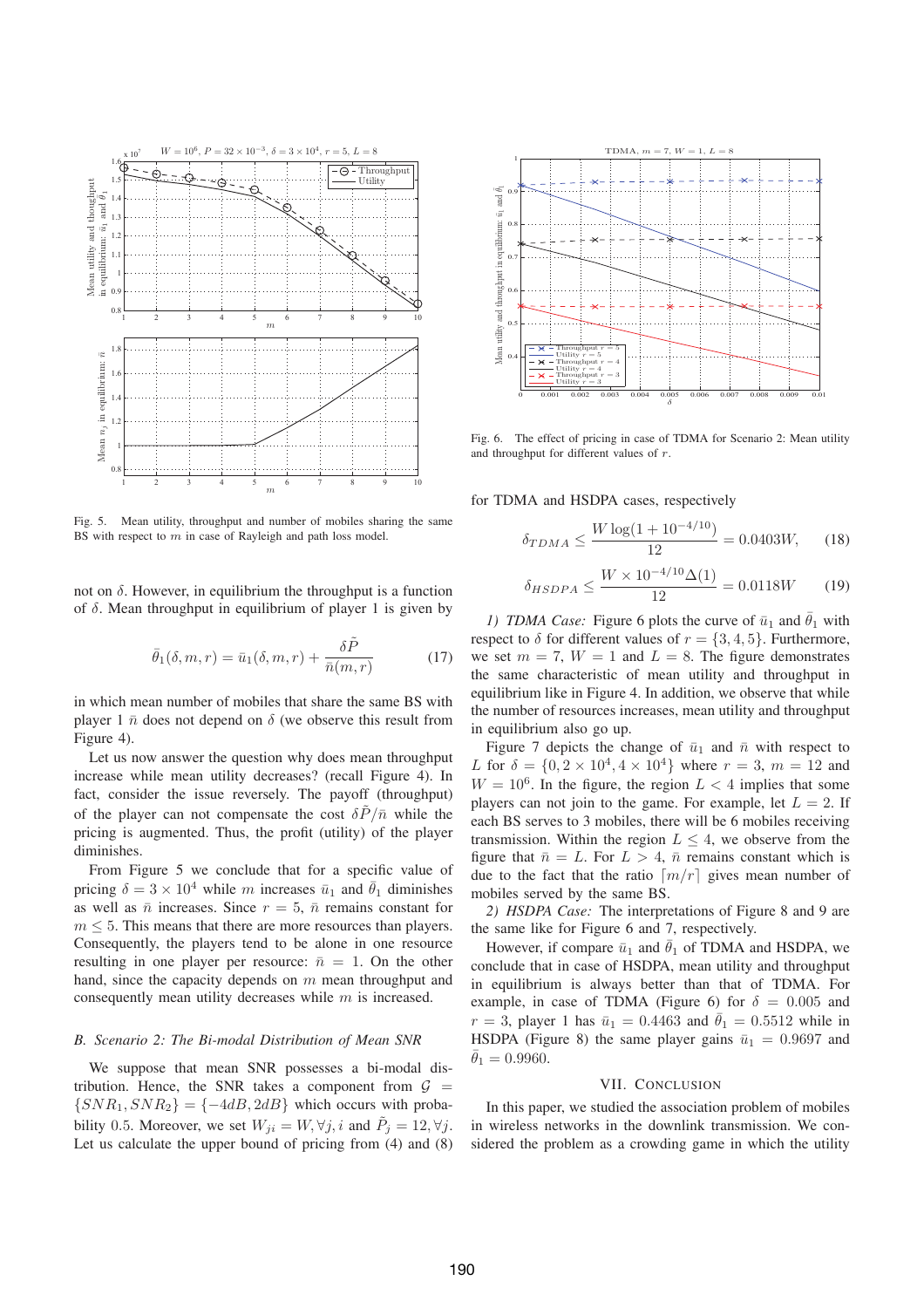Fig. 5. Mean utility, throughput and number of mobiles sharing the same BS with respect to $m$ in case of Rayleigh and path loss model.

not on $\delta$. However, in equilibrium the throughput is a function of $\delta$. Mean throughput in equilibrium of player 1 is given by

$$\bar{\theta}_1(\delta, m, r) = \bar{u}_1(\delta, m, r) + \frac{\delta \tilde{P}}{\bar{n}(m, r)} \tag{17}$$

in which mean number of mobiles that share the same BS with player 1 $\bar{n}$ does not depend on $\delta$ (we observe this result from Figure 4).

Let us now answer the question why does mean throughput increase while mean utility decreases? (recall Figure 4). In fact, consider the issue reversely. The payoff (throughput) of the player can not compensate the cost $\delta \tilde{P}/\bar{n}$ while the pricing is augmented. Thus, the profit (utility) of the player diminishes.

From Figure 5 we conclude that for a specific value of pricing $\delta = 3 \times 10^4$ while $m$ increases $\bar{u}_1$ and $\bar{\theta}_1$ diminishes as well as $\bar{n}$ increases. Since $r = 5$, $\bar{n}$ remains constant for $m \leq 5$. This means that there are more resources than players. Consequently, the players tend to be alone in one resource resulting in one player per resource: $\bar{n} = 1$. On the other hand, since the capacity depends on $m$ mean throughput and consequently mean utility decreases while $m$ is increased.

### B. Scenario 2: The Bi-modal Distribution of Mean SNR

We suppose that mean SNR possesses a bi-modal distribution. Hence, the SNR takes a component from $\mathcal{G} = \{SNR_1, SNR_2\} = \{-4dB, 2dB\}$ which occurs with probability 0.5. Moreover, we set $W_{ji} = W, \forall j, i$ and $\tilde{P}_j = 12, \forall j$. Let us calculate the upper bound of pricing from (4) and (8) for TDMA and HSDPA cases, respectively

$$\delta_{TDMA} \leq \frac{W \log(1 + 10^{-4/10})}{12} = 0.0403W, \tag{18}$$

$$\delta_{HSDPA} \leq \frac{W \times 10^{-4/10} \Delta(1)}{12} = 0.0118W \tag{19}$$

Fig. 6. The effect of pricing in case of TDMA for Scenario 2: Mean utility and throughput for different values of $r$.

*1) TDMA Case:* Figure 6 plots the curve of $\bar{u}_1$ and $\bar{\theta}_1$ with respect to $\delta$ for different values of $r = \{3, 4, 5\}$. Furthermore, we set $m = 7$, $W = 1$ and $L = 8$. The figure demonstrates the same characteristic of mean utility and throughput in equilibrium like in Figure 4. In addition, we observe that while the number of resources increases, mean utility and throughput in equilibrium also go up.

Figure 7 depicts the change of $\bar{u}_1$ and $\bar{n}$ with respect to $L$ for $\delta = \{0, 2 \times 10^4, 4 \times 10^4\}$ where $r = 3$, $m = 12$ and $W = 10^6$. In the figure, the region $L < 4$ implies that some players can not join to the game. For example, let $L = 2$. If each BS serves to 3 mobiles, there will be 6 mobiles receiving transmission. Within the region $L \leq 4$, we observe from the figure that $\bar{n} = L$. For $L > 4$, $\bar{n}$ remains constant which is due to the fact that the ratio $\lceil m/r \rceil$ gives mean number of mobiles served by the same BS.

*2) HSDPA Case:* The interpretations of Figure 8 and 9 are the same like for Figure 6 and 7, respectively.

However, if compare $\bar{u}_1$ and $\bar{\theta}_1$ of TDMA and HSDPA, we conclude that in case of HSDPA, mean utility and throughput in equilibrium is always better than that of TDMA. For example, in case of TDMA (Figure 6) for $\delta = 0.005$ and $r = 3$, player 1 has $\bar{u}_1 = 0.4463$ and $\bar{\theta}_1 = 0.5512$ while in HSDPA (Figure 8) the same player gains $\bar{u}_1 = 0.9697$ and $\bar{\theta}_1 = 0.9960$.

## VII. Conclusion

In this paper, we studied the association problem of mobiles in wireless networks in the downlink transmission. We considered the problem as a crowding game in which the utility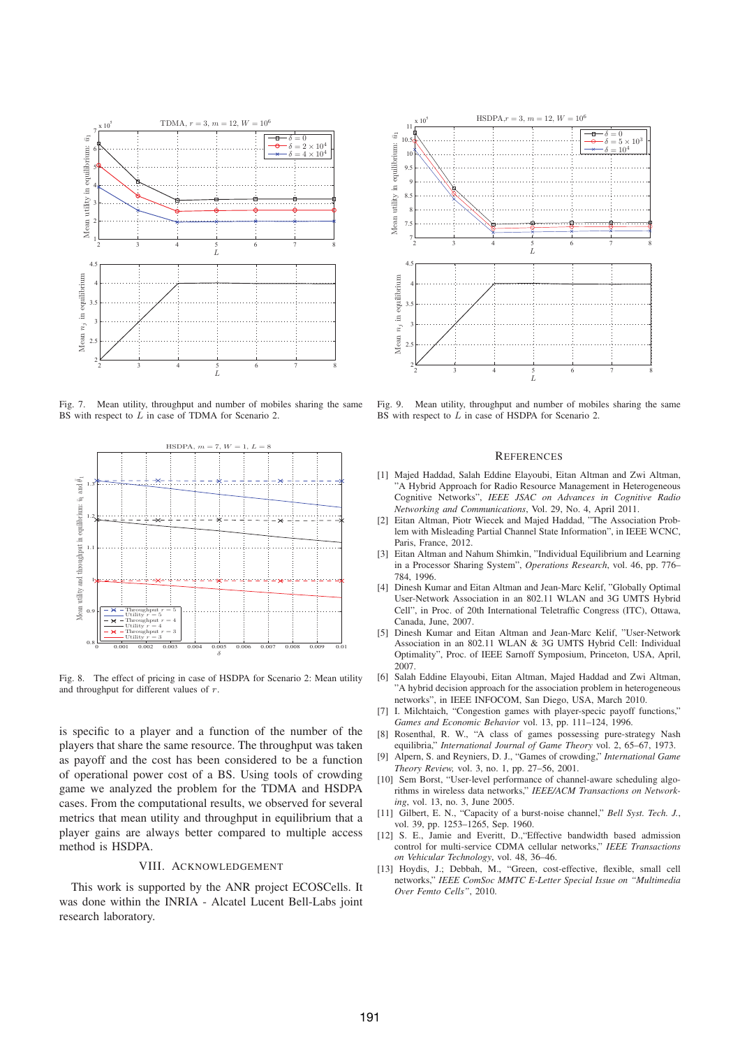TDMA, $r = 3$, $m = 12$, $W = 10^6$

x $10^5$

Mean utility in equilibrium: $\bar{u}_1$

$\delta = 0$
$\delta = 2 \times 10^4$
$\delta = 4 \times 10^4$

$L$

Mean $n_j$ in equilibrium

$L$

Fig. 7. Mean utility, throughput and number of mobiles sharing the same BS with respect to $L$ in case of TDMA for Scenario 2.

HSDPA, $m = 7$, $W = 1$, $L = 8$

Mean utility and throughput in equilibrium: $\bar{u}_1$ and $\bar{\theta}_1$

Throughput $r = 5$
Utility $r = 5$
Throughput $r = 4$
Utility $r = 4$
Throughput $r = 3$
Utility $r = 3$

$\delta$

Fig. 8. The effect of pricing in case of HSDPA for Scenario 2: Mean utility and throughput for different values of $r$.

is specific to a player and a function of the number of the players that share the same resource. The throughput was taken as payoff and the cost has been considered to be a function of operational power cost of a BS. Using tools of crowding game we analyzed the problem for the TDMA and HSDPA cases. From the computational results, we observed for several metrics that mean utility and throughput in equilibrium that a player gains are always better compared to multiple access method is HSDPA.

## VIII. Acknowledgement

This work is supported by the ANR project ECOSCells. It was done within the INRIA - Alcatel Lucent Bell-Labs joint research laboratory.

HSDPA,$r = 3$, $m = 12$, $W = 10^6$

x $10^5$

Mean utility in equilibrium: $\bar{u}_1$

$\delta = 0$
$\delta = 5 \times 10^3$
$\delta = 10^4$

$L$

Mean $n_j$ in equilibrium

$L$

Fig. 9. Mean utility, throughput and number of mobiles sharing the same BS with respect to $L$ in case of HSDPA for Scenario 2.

## References

[1] Majed Haddad, Salah Eddine Elayoubi, Eitan Altman and Zwi Altman, "A Hybrid Approach for Radio Resource Management in Heterogeneous Cognitive Networks", *IEEE JSAC on Advances in Cognitive Radio Networking and Communications*, Vol. 29, No. 4, April 2011.

[2] Eitan Altman, Piotr Wiecek and Majed Haddad, "The Association Problem with Misleading Partial Channel State Information", in IEEE WCNC, Paris, France, 2012.

[3] Eitan Altman and Nahum Shimkin, "Individual Equilibrium and Learning in a Processor Sharing System", *Operations Research*, vol. 46, pp. 776–784, 1996.

[4] Dinesh Kumar and Eitan Altman and Jean-Marc Kelif, "Globally Optimal User-Network Association in an 802.11 WLAN and 3G UMTS Hybrid Cell", in Proc. of 20th International Teletraffic Congress (ITC), Ottawa, Canada, June, 2007.

[5] Dinesh Kumar and Eitan Altman and Jean-Marc Kelif, "User-Network Association in an 802.11 WLAN & 3G UMTS Hybrid Cell: Individual Optimality", Proc. of IEEE Sarnoff Symposium, Princeton, USA, April, 2007.

[6] Salah Eddine Elayoubi, Eitan Altman, Majed Haddad and Zwi Altman, "A hybrid decision approach for the association problem in heterogeneous networks", in IEEE INFOCOM, San Diego, USA, March 2010.

[7] I. Milchtaich, "Congestion games with player-specic payoff functions," *Games and Economic Behavior* vol. 13, pp. 111–124, 1996.

[8] Rosenthal, R. W., "A class of games possessing pure-strategy Nash equilibria," *International Journal of Game Theory* vol. 2, 65–67, 1973.

[9] Alpern, S. and Reyniers, D. J., "Games of crowding," *International Game Theory Review,* vol. 3, no. 1, pp. 27–56, 2001.

[10] Sem Borst, "User-level performance of channel-aware scheduling algorithms in wireless data networks," *IEEE/ACM Transactions on Networking*, vol. 13, no. 3, June 2005.

[11] Gilbert, E. N., "Capacity of a burst-noise channel," *Bell Syst. Tech. J.*, vol. 39, pp. 1253–1265, Sep. 1960.

[12] S. E., Jamie and Everitt, D.,"Effective bandwidth based admission control for multi-service CDMA cellular networks," *IEEE Transactions on Vehicular Technology*, vol. 48, 36–46.

[13] Hoydis, J.; Debbah, M., "Green, cost-effective, flexible, small cell networks," *IEEE ComSoc MMTC E-Letter Special Issue on "Multimedia Over Femto Cells"*, 2010.